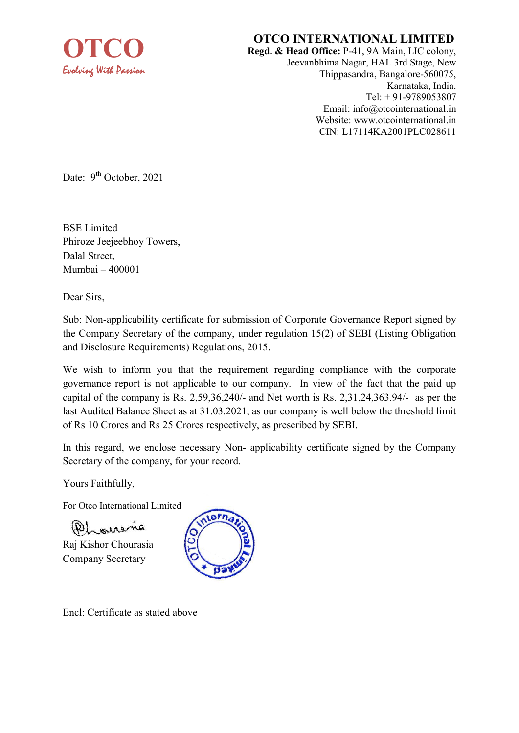**OTCO**
*Evolving With Passion*

# OTCO INTERNATIONAL LIMITED

**Regd. & Head Office:** P-41, 9A Main, LIC colony,
Jeevanbhima Nagar, HAL 3rd Stage, New
Thippasandra, Bangalore-560075,
Karnataka, India.
Tel: + 91-9789053807
Email: info@otcointernational.in
Website: www.otcointernational.in
CIN: L17114KA2001PLC028611

Date: 9th October, 2021

BSE Limited
Phiroze Jeejeebhoy Towers,
Dalal Street,
Mumbai – 400001

Dear Sirs,

Sub: Non-applicability certificate for submission of Corporate Governance Report signed by the Company Secretary of the company, under regulation 15(2) of SEBI (Listing Obligation and Disclosure Requirements) Regulations, 2015.

We wish to inform you that the requirement regarding compliance with the corporate governance report is not applicable to our company. In view of the fact that the paid up capital of the company is Rs. 2,59,36,240/- and Net worth is Rs. 2,31,24,363.94/- as per the last Audited Balance Sheet as at 31.03.2021, as our company is well below the threshold limit of Rs 10 Crores and Rs 25 Crores respectively, as prescribed by SEBI.

In this regard, we enclose necessary Non- applicability certificate signed by the Company Secretary of the company, for your record.

Yours Faithfully,

For Otco International Limited

Raj Kishor Chourasia
Company Secretary

Encl: Certificate as stated above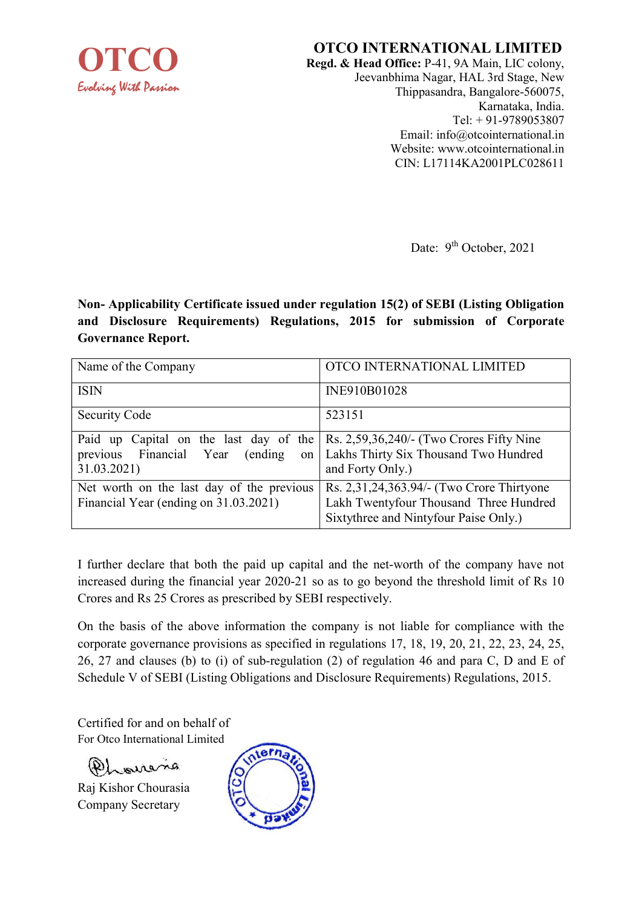OTCO

*Evolving With Passion*

**OTCO INTERNATIONAL LIMITED**

**Regd. & Head Office:** P-41, 9A Main, LIC colony, Jeevanbhima Nagar, HAL 3rd Stage, New Thippasandra, Bangalore-560075, Karnataka, India.
Tel: + 91-9789053807
Email: info@otcointernational.in
Website: www.otcointernational.in
CIN: L17114KA2001PLC028611

Date: 9th October, 2021

**Non- Applicability Certificate issued under regulation 15(2) of SEBI (Listing Obligation and Disclosure Requirements) Regulations, 2015 for submission of Corporate Governance Report.**

| | |
|---|---|
| Name of the Company | OTCO INTERNATIONAL LIMITED |
| ISIN | INE910B01028 |
| Security Code | 523151 |
| Paid up Capital on the last day of the previous Financial Year (ending on 31.03.2021) | Rs. 2,59,36,240/- (Two Crores Fifty Nine Lakhs Thirty Six Thousand Two Hundred and Forty Only.) |
| Net worth on the last day of the previous Financial Year (ending on 31.03.2021) | Rs. 2,31,24,363.94/- (Two Crore Thirtyone Lakh Twentyfour Thousand Three Hundred Sixtythree and Nintyfour Paise Only.) |

I further declare that both the paid up capital and the net-worth of the company have not increased during the financial year 2020-21 so as to go beyond the threshold limit of Rs 10 Crores and Rs 25 Crores as prescribed by SEBI respectively.

On the basis of the above information the company is not liable for compliance with the corporate governance provisions as specified in regulations 17, 18, 19, 20, 21, 22, 23, 24, 25, 26, 27 and clauses (b) to (i) of sub-regulation (2) of regulation 46 and para C, D and E of Schedule V of SEBI (Listing Obligations and Disclosure Requirements) Regulations, 2015.

Certified for and on behalf of
For Otco International Limited

Raj Kishor Chourasia
Company Secretary